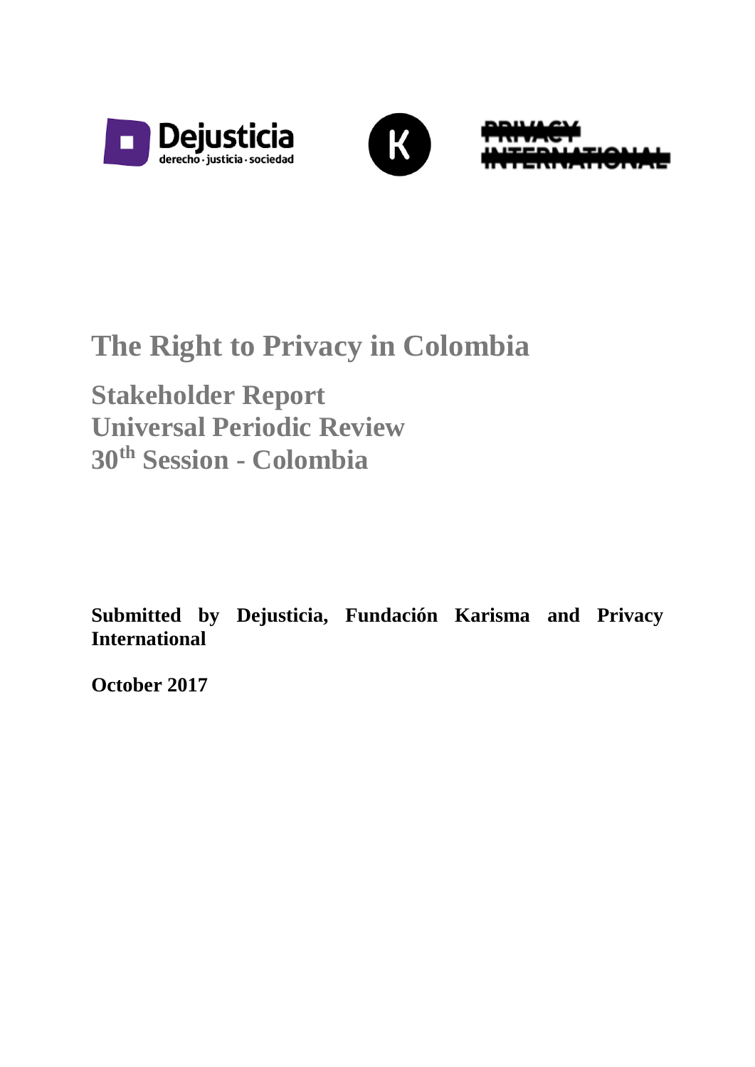# The Right to Privacy in Colombia

## Stakeholder Report
## Universal Periodic Review
## 30th Session - Colombia

**Submitted by Dejusticia, Fundación Karisma and Privacy International**

**October 2017**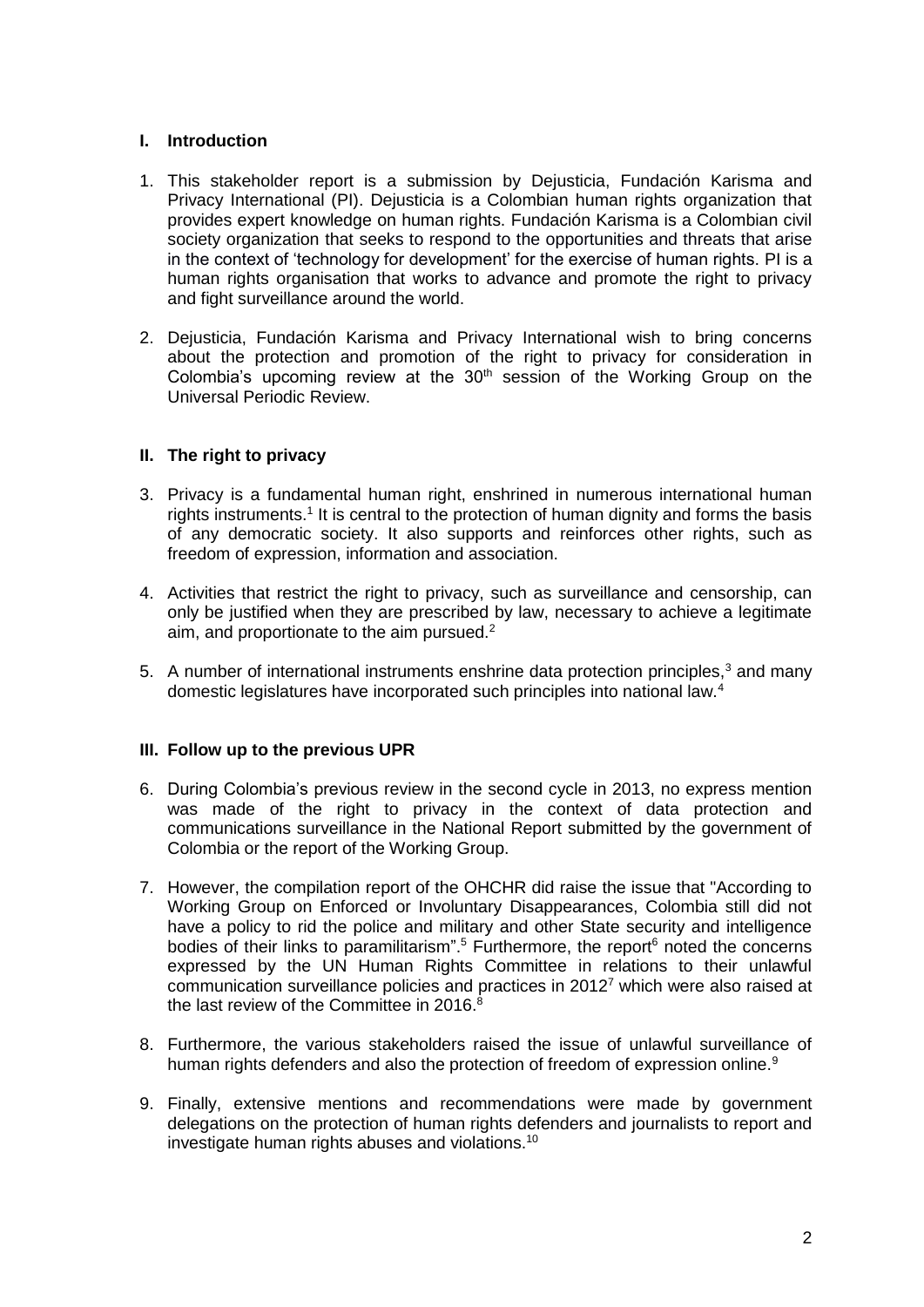## I. Introduction

1. This stakeholder report is a submission by Dejusticia, Fundación Karisma and Privacy International (PI). Dejusticia is a Colombian human rights organization that provides expert knowledge on human rights. Fundación Karisma is a Colombian civil society organization that seeks to respond to the opportunities and threats that arise in the context of 'technology for development' for the exercise of human rights. PI is a human rights organisation that works to advance and promote the right to privacy and fight surveillance around the world.

2. Dejusticia, Fundación Karisma and Privacy International wish to bring concerns about the protection and promotion of the right to privacy for consideration in Colombia's upcoming review at the 30th session of the Working Group on the Universal Periodic Review.

## II. The right to privacy

3. Privacy is a fundamental human right, enshrined in numerous international human rights instruments.[1] It is central to the protection of human dignity and forms the basis of any democratic society. It also supports and reinforces other rights, such as freedom of expression, information and association.

4. Activities that restrict the right to privacy, such as surveillance and censorship, can only be justified when they are prescribed by law, necessary to achieve a legitimate aim, and proportionate to the aim pursued.[2]

5. A number of international instruments enshrine data protection principles,[3] and many domestic legislatures have incorporated such principles into national law.[4]

## III. Follow up to the previous UPR

6. During Colombia's previous review in the second cycle in 2013, no express mention was made of the right to privacy in the context of data protection and communications surveillance in the National Report submitted by the government of Colombia or the report of the Working Group.

7. However, the compilation report of the OHCHR did raise the issue that "According to Working Group on Enforced or Involuntary Disappearances, Colombia still did not have a policy to rid the police and military and other State security and intelligence bodies of their links to paramilitarism".[5] Furthermore, the report[6] noted the concerns expressed by the UN Human Rights Committee in relations to their unlawful communication surveillance policies and practices in 2012[7] which were also raised at the last review of the Committee in 2016.[8]

8. Furthermore, the various stakeholders raised the issue of unlawful surveillance of human rights defenders and also the protection of freedom of expression online.[9]

9. Finally, extensive mentions and recommendations were made by government delegations on the protection of human rights defenders and journalists to report and investigate human rights abuses and violations.[10]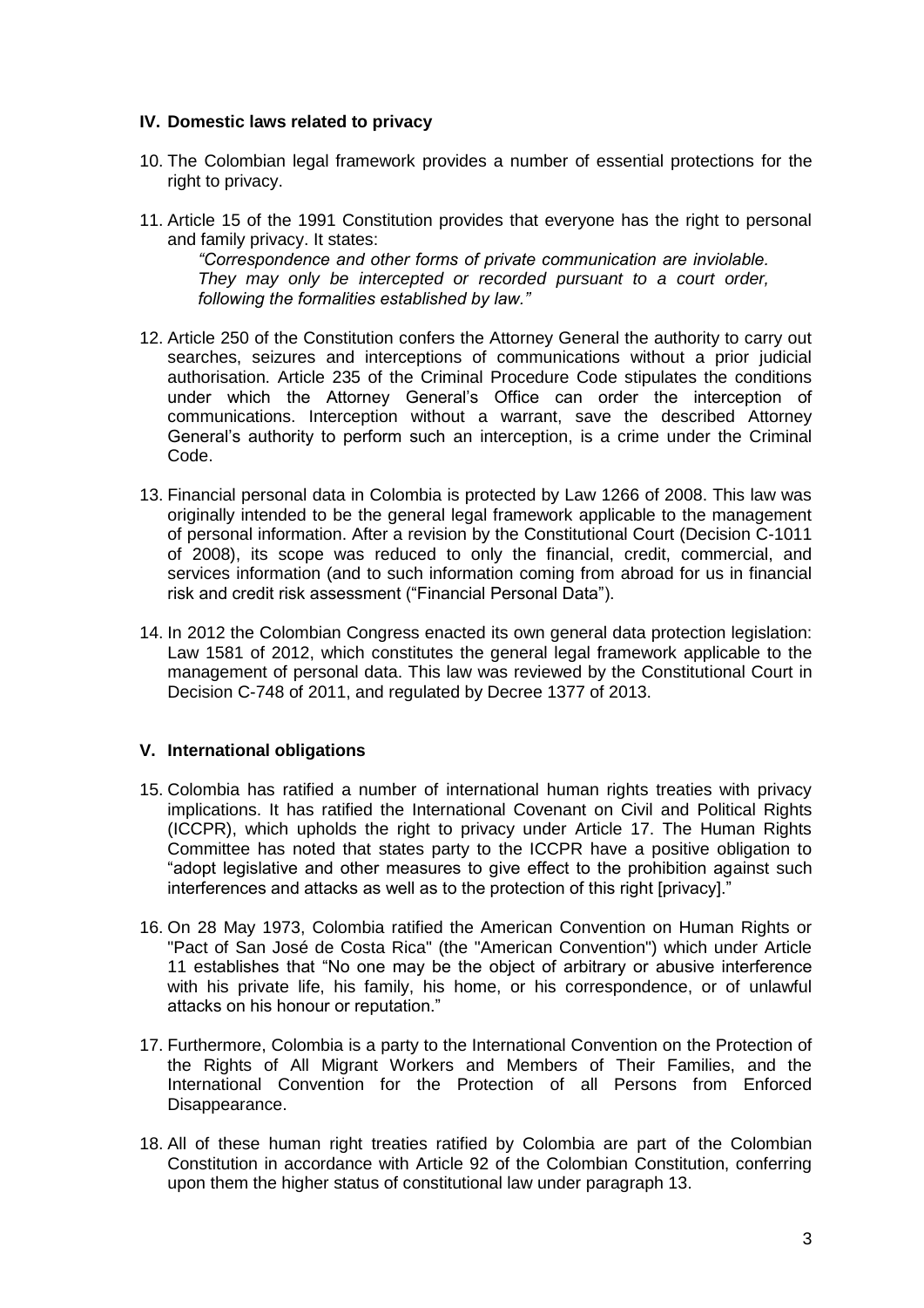## IV. Domestic laws related to privacy

10. The Colombian legal framework provides a number of essential protections for the right to privacy.

11. Article 15 of the 1991 Constitution provides that everyone has the right to personal and family privacy. It states:

    *"Correspondence and other forms of private communication are inviolable. They may only be intercepted or recorded pursuant to a court order, following the formalities established by law."*

12. Article 250 of the Constitution confers the Attorney General the authority to carry out searches, seizures and interceptions of communications without a prior judicial authorisation. Article 235 of the Criminal Procedure Code stipulates the conditions under which the Attorney General's Office can order the interception of communications. Interception without a warrant, save the described Attorney General's authority to perform such an interception, is a crime under the Criminal Code.

13. Financial personal data in Colombia is protected by Law 1266 of 2008. This law was originally intended to be the general legal framework applicable to the management of personal information. After a revision by the Constitutional Court (Decision C-1011 of 2008), its scope was reduced to only the financial, credit, commercial, and services information (and to such information coming from abroad for us in financial risk and credit risk assessment ("Financial Personal Data").

14. In 2012 the Colombian Congress enacted its own general data protection legislation: Law 1581 of 2012, which constitutes the general legal framework applicable to the management of personal data. This law was reviewed by the Constitutional Court in Decision C-748 of 2011, and regulated by Decree 1377 of 2013.

## V. International obligations

15. Colombia has ratified a number of international human rights treaties with privacy implications. It has ratified the International Covenant on Civil and Political Rights (ICCPR), which upholds the right to privacy under Article 17. The Human Rights Committee has noted that states party to the ICCPR have a positive obligation to "adopt legislative and other measures to give effect to the prohibition against such interferences and attacks as well as to the protection of this right [privacy]."

16. On 28 May 1973, Colombia ratified the American Convention on Human Rights or "Pact of San José de Costa Rica" (the "American Convention") which under Article 11 establishes that "No one may be the object of arbitrary or abusive interference with his private life, his family, his home, or his correspondence, or of unlawful attacks on his honour or reputation."

17. Furthermore, Colombia is a party to the International Convention on the Protection of the Rights of All Migrant Workers and Members of Their Families, and the International Convention for the Protection of all Persons from Enforced Disappearance.

18. All of these human right treaties ratified by Colombia are part of the Colombian Constitution in accordance with Article 92 of the Colombian Constitution, conferring upon them the higher status of constitutional law under paragraph 13.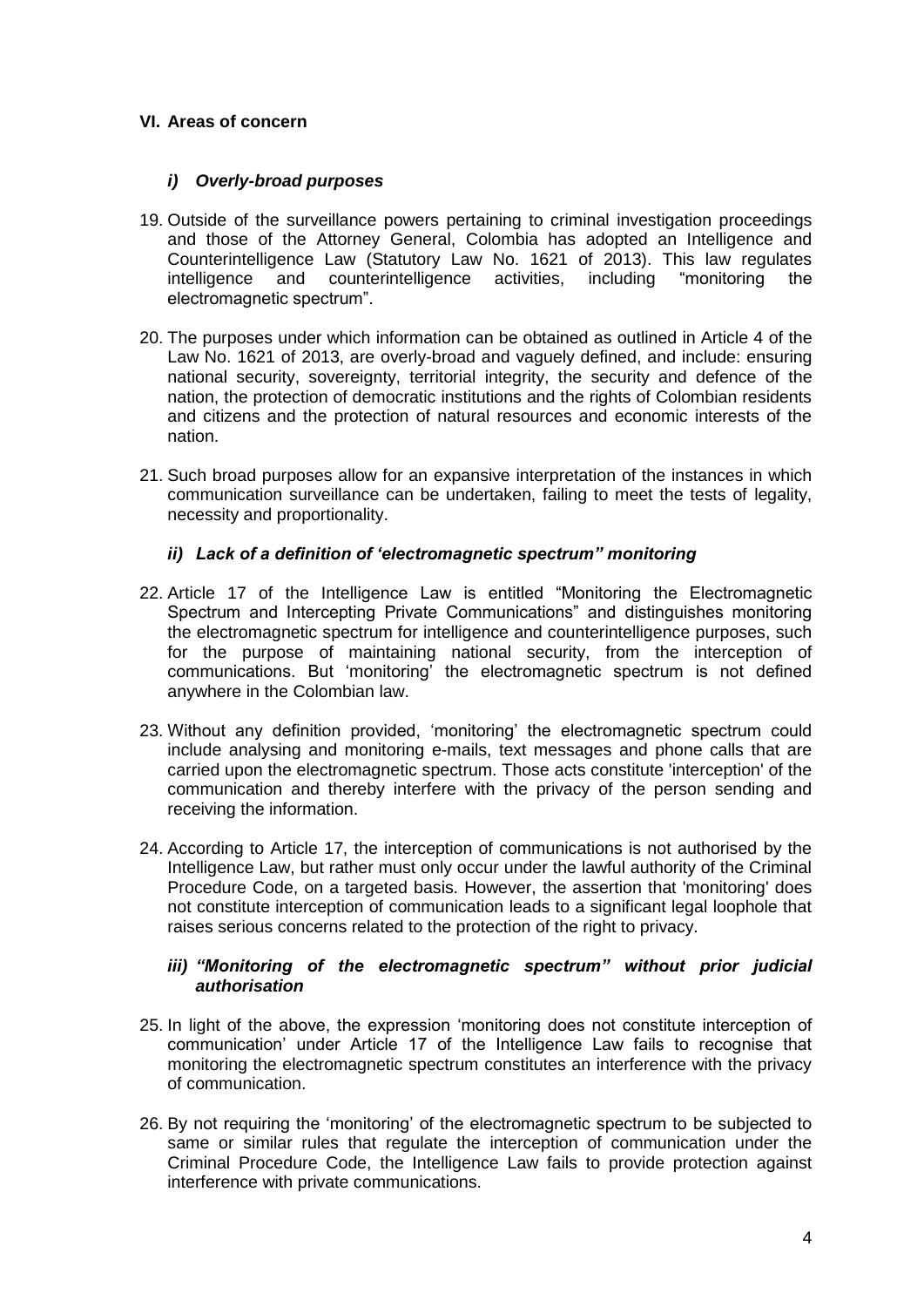## VI. Areas of concern

### *i) Overly-broad purposes*

19. Outside of the surveillance powers pertaining to criminal investigation proceedings and those of the Attorney General, Colombia has adopted an Intelligence and Counterintelligence Law (Statutory Law No. 1621 of 2013). This law regulates intelligence and counterintelligence activities, including "monitoring the electromagnetic spectrum".

20. The purposes under which information can be obtained as outlined in Article 4 of the Law No. 1621 of 2013, are overly-broad and vaguely defined, and include: ensuring national security, sovereignty, territorial integrity, the security and defence of the nation, the protection of democratic institutions and the rights of Colombian residents and citizens and the protection of natural resources and economic interests of the nation.

21. Such broad purposes allow for an expansive interpretation of the instances in which communication surveillance can be undertaken, failing to meet the tests of legality, necessity and proportionality.

### *ii) Lack of a definition of 'electromagnetic spectrum" monitoring*

22. Article 17 of the Intelligence Law is entitled "Monitoring the Electromagnetic Spectrum and Intercepting Private Communications" and distinguishes monitoring the electromagnetic spectrum for intelligence and counterintelligence purposes, such for the purpose of maintaining national security, from the interception of communications. But 'monitoring' the electromagnetic spectrum is not defined anywhere in the Colombian law.

23. Without any definition provided, 'monitoring' the electromagnetic spectrum could include analysing and monitoring e-mails, text messages and phone calls that are carried upon the electromagnetic spectrum. Those acts constitute 'interception' of the communication and thereby interfere with the privacy of the person sending and receiving the information.

24. According to Article 17, the interception of communications is not authorised by the Intelligence Law, but rather must only occur under the lawful authority of the Criminal Procedure Code, on a targeted basis. However, the assertion that 'monitoring' does not constitute interception of communication leads to a significant legal loophole that raises serious concerns related to the protection of the right to privacy.

### *iii) "Monitoring of the electromagnetic spectrum" without prior judicial authorisation*

25. In light of the above, the expression 'monitoring does not constitute interception of communication' under Article 17 of the Intelligence Law fails to recognise that monitoring the electromagnetic spectrum constitutes an interference with the privacy of communication.

26. By not requiring the 'monitoring' of the electromagnetic spectrum to be subjected to same or similar rules that regulate the interception of communication under the Criminal Procedure Code, the Intelligence Law fails to provide protection against interference with private communications.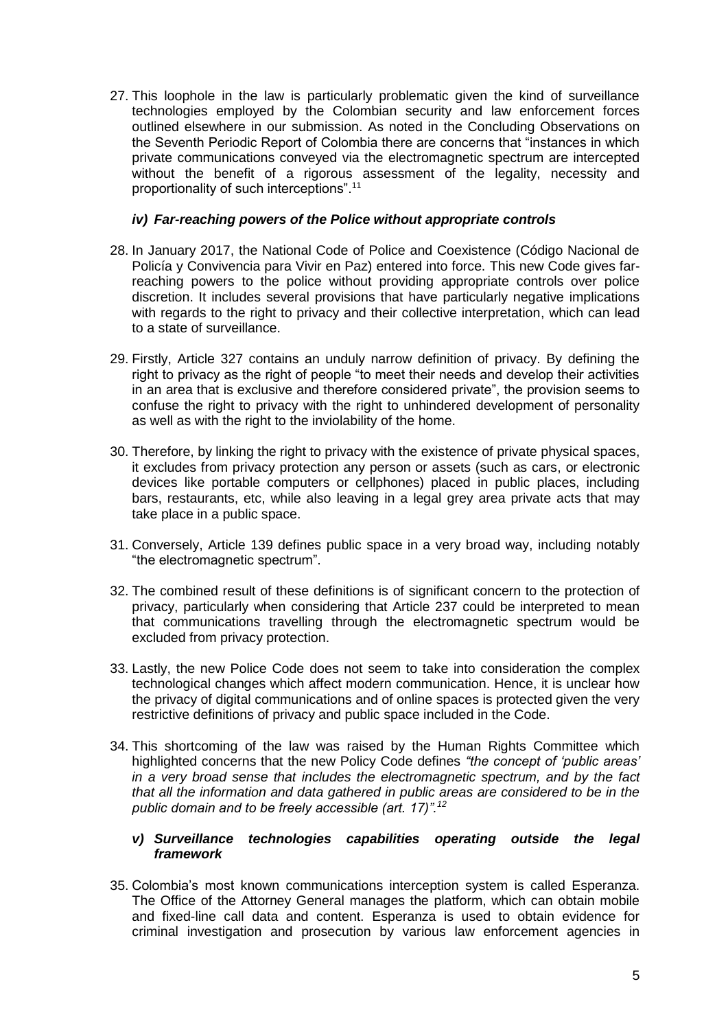27. This loophole in the law is particularly problematic given the kind of surveillance technologies employed by the Colombian security and law enforcement forces outlined elsewhere in our submission. As noted in the Concluding Observations on the Seventh Periodic Report of Colombia there are concerns that "instances in which private communications conveyed via the electromagnetic spectrum are intercepted without the benefit of a rigorous assessment of the legality, necessity and proportionality of such interceptions".[11]

### *iv) Far-reaching powers of the Police without appropriate controls*

28. In January 2017, the National Code of Police and Coexistence (Código Nacional de Policía y Convivencia para Vivir en Paz) entered into force. This new Code gives far-reaching powers to the police without providing appropriate controls over police discretion. It includes several provisions that have particularly negative implications with regards to the right to privacy and their collective interpretation, which can lead to a state of surveillance.

29. Firstly, Article 327 contains an unduly narrow definition of privacy. By defining the right to privacy as the right of people "to meet their needs and develop their activities in an area that is exclusive and therefore considered private", the provision seems to confuse the right to privacy with the right to unhindered development of personality as well as with the right to the inviolability of the home.

30. Therefore, by linking the right to privacy with the existence of private physical spaces, it excludes from privacy protection any person or assets (such as cars, or electronic devices like portable computers or cellphones) placed in public places, including bars, restaurants, etc, while also leaving in a legal grey area private acts that may take place in a public space.

31. Conversely, Article 139 defines public space in a very broad way, including notably "the electromagnetic spectrum".

32. The combined result of these definitions is of significant concern to the protection of privacy, particularly when considering that Article 237 could be interpreted to mean that communications travelling through the electromagnetic spectrum would be excluded from privacy protection.

33. Lastly, the new Police Code does not seem to take into consideration the complex technological changes which affect modern communication. Hence, it is unclear how the privacy of digital communications and of online spaces is protected given the very restrictive definitions of privacy and public space included in the Code.

34. This shortcoming of the law was raised by the Human Rights Committee which highlighted concerns that the new Policy Code defines *"the concept of 'public areas' in a very broad sense that includes the electromagnetic spectrum, and by the fact that all the information and data gathered in public areas are considered to be in the public domain and to be freely accessible (art. 17)".*[12]

### *v) Surveillance technologies capabilities operating outside the legal framework*

35. Colombia's most known communications interception system is called Esperanza. The Office of the Attorney General manages the platform, which can obtain mobile and fixed-line call data and content. Esperanza is used to obtain evidence for criminal investigation and prosecution by various law enforcement agencies in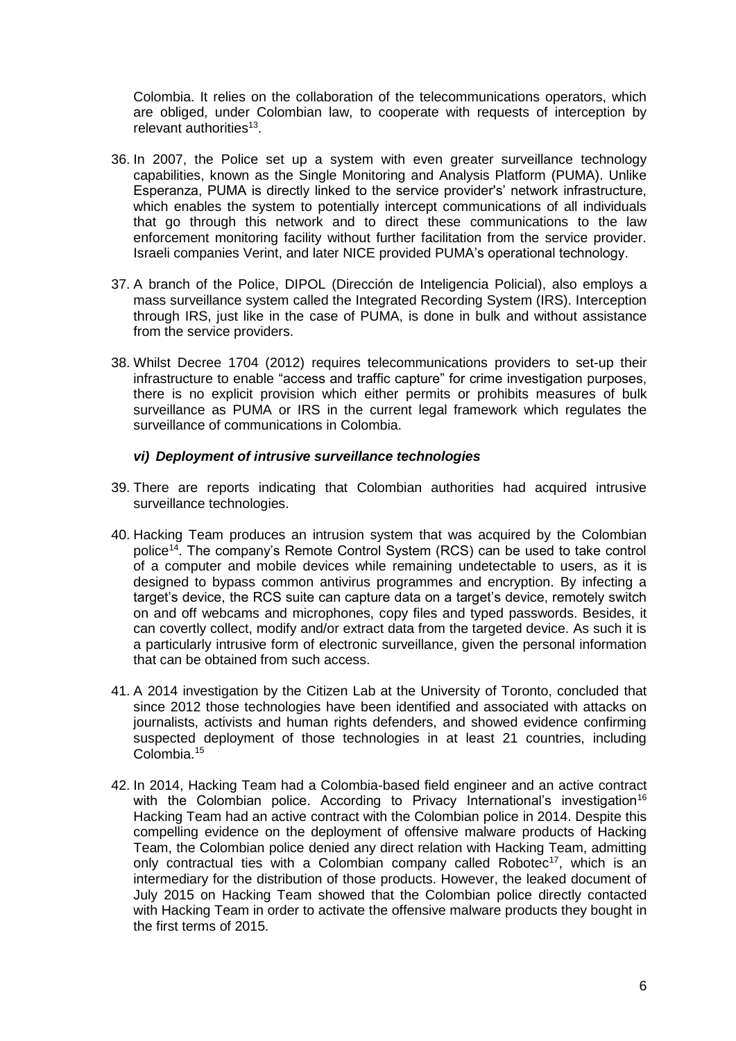Colombia. It relies on the collaboration of the telecommunications operators, which are obliged, under Colombian law, to cooperate with requests of interception by relevant authorities[13].

36. In 2007, the Police set up a system with even greater surveillance technology capabilities, known as the Single Monitoring and Analysis Platform (PUMA). Unlike Esperanza, PUMA is directly linked to the service provider's' network infrastructure, which enables the system to potentially intercept communications of all individuals that go through this network and to direct these communications to the law enforcement monitoring facility without further facilitation from the service provider. Israeli companies Verint, and later NICE provided PUMA's operational technology.

37. A branch of the Police, DIPOL (Dirección de Inteligencia Policial), also employs a mass surveillance system called the Integrated Recording System (IRS). Interception through IRS, just like in the case of PUMA, is done in bulk and without assistance from the service providers.

38. Whilst Decree 1704 (2012) requires telecommunications providers to set-up their infrastructure to enable "access and traffic capture" for crime investigation purposes, there is no explicit provision which either permits or prohibits measures of bulk surveillance as PUMA or IRS in the current legal framework which regulates the surveillance of communications in Colombia.

### *vi) Deployment of intrusive surveillance technologies*

39. There are reports indicating that Colombian authorities had acquired intrusive surveillance technologies.

40. Hacking Team produces an intrusion system that was acquired by the Colombian police[14]. The company's Remote Control System (RCS) can be used to take control of a computer and mobile devices while remaining undetectable to users, as it is designed to bypass common antivirus programmes and encryption. By infecting a target's device, the RCS suite can capture data on a target's device, remotely switch on and off webcams and microphones, copy files and typed passwords. Besides, it can covertly collect, modify and/or extract data from the targeted device. As such it is a particularly intrusive form of electronic surveillance, given the personal information that can be obtained from such access.

41. A 2014 investigation by the Citizen Lab at the University of Toronto, concluded that since 2012 those technologies have been identified and associated with attacks on journalists, activists and human rights defenders, and showed evidence confirming suspected deployment of those technologies in at least 21 countries, including Colombia.[15]

42. In 2014, Hacking Team had a Colombia-based field engineer and an active contract with the Colombian police. According to Privacy International's investigation[16] Hacking Team had an active contract with the Colombian police in 2014. Despite this compelling evidence on the deployment of offensive malware products of Hacking Team, the Colombian police denied any direct relation with Hacking Team, admitting only contractual ties with a Colombian company called Robotec[17], which is an intermediary for the distribution of those products. However, the leaked document of July 2015 on Hacking Team showed that the Colombian police directly contacted with Hacking Team in order to activate the offensive malware products they bought in the first terms of 2015.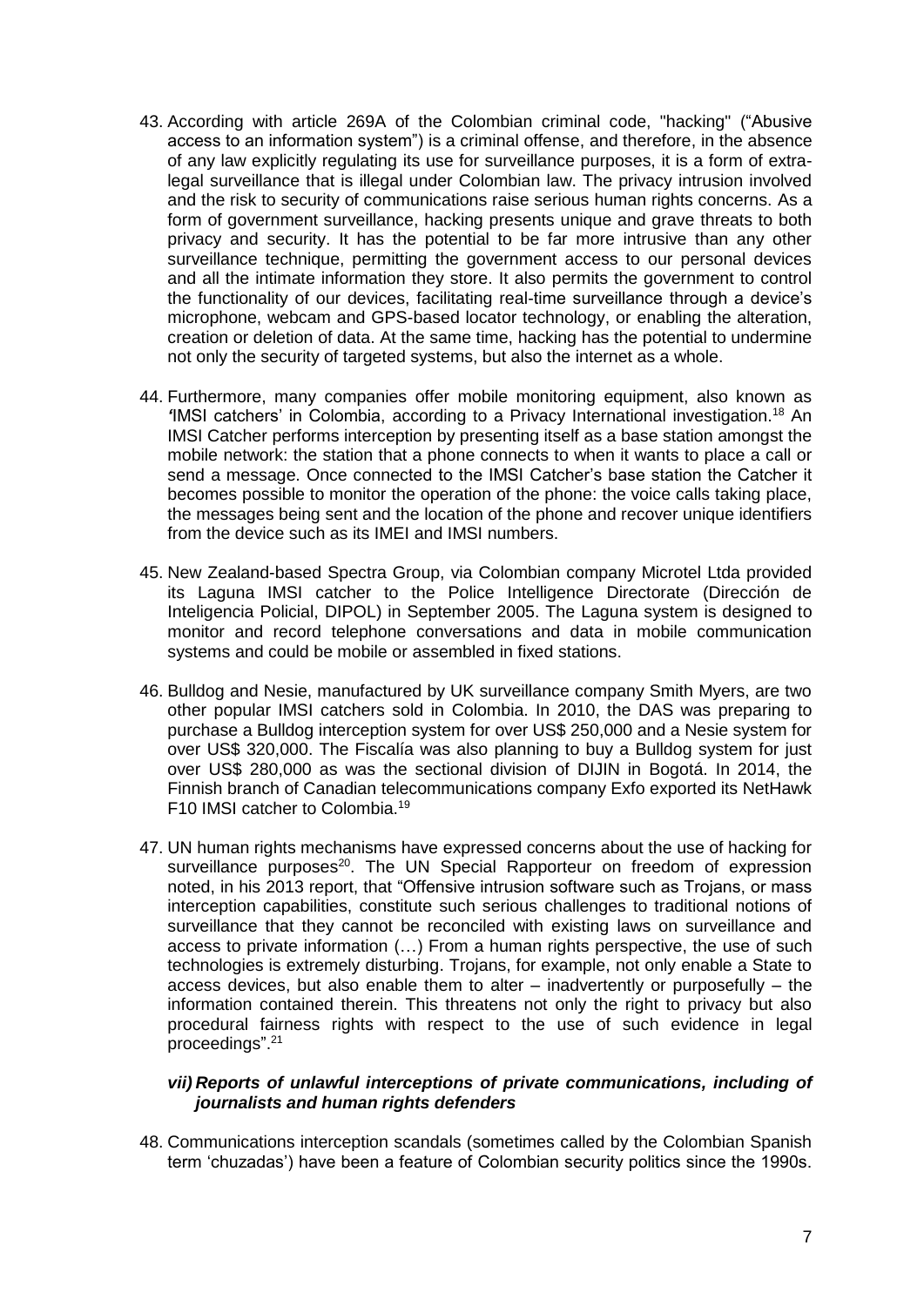43. According with article 269A of the Colombian criminal code, "hacking" ("Abusive access to an information system") is a criminal offense, and therefore, in the absence of any law explicitly regulating its use for surveillance purposes, it is a form of extra-legal surveillance that is illegal under Colombian law. The privacy intrusion involved and the risk to security of communications raise serious human rights concerns. As a form of government surveillance, hacking presents unique and grave threats to both privacy and security. It has the potential to be far more intrusive than any other surveillance technique, permitting the government access to our personal devices and all the intimate information they store. It also permits the government to control the functionality of our devices, facilitating real-time surveillance through a device's microphone, webcam and GPS-based locator technology, or enabling the alteration, creation or deletion of data. At the same time, hacking has the potential to undermine not only the security of targeted systems, but also the internet as a whole.

44. Furthermore, many companies offer mobile monitoring equipment, also known as 'IMSI catchers' in Colombia, according to a Privacy International investigation.[18] An IMSI Catcher performs interception by presenting itself as a base station amongst the mobile network: the station that a phone connects to when it wants to place a call or send a message. Once connected to the IMSI Catcher's base station the Catcher it becomes possible to monitor the operation of the phone: the voice calls taking place, the messages being sent and the location of the phone and recover unique identifiers from the device such as its IMEI and IMSI numbers.

45. New Zealand-based Spectra Group, via Colombian company Microtel Ltda provided its Laguna IMSI catcher to the Police Intelligence Directorate (Dirección de Inteligencia Policial, DIPOL) in September 2005. The Laguna system is designed to monitor and record telephone conversations and data in mobile communication systems and could be mobile or assembled in fixed stations.

46. Bulldog and Nesie, manufactured by UK surveillance company Smith Myers, are two other popular IMSI catchers sold in Colombia. In 2010, the DAS was preparing to purchase a Bulldog interception system for over US$ 250,000 and a Nesie system for over US$ 320,000. The Fiscalía was also planning to buy a Bulldog system for just over US$ 280,000 as was the sectional division of DIJIN in Bogotá. In 2014, the Finnish branch of Canadian telecommunications company Exfo exported its NetHawk F10 IMSI catcher to Colombia.[19]

47. UN human rights mechanisms have expressed concerns about the use of hacking for surveillance purposes[20]. The UN Special Rapporteur on freedom of expression noted, in his 2013 report, that "Offensive intrusion software such as Trojans, or mass interception capabilities, constitute such serious challenges to traditional notions of surveillance that they cannot be reconciled with existing laws on surveillance and access to private information (…) From a human rights perspective, the use of such technologies is extremely disturbing. Trojans, for example, not only enable a State to access devices, but also enable them to alter – inadvertently or purposefully – the information contained therein. This threatens not only the right to privacy but also procedural fairness rights with respect to the use of such evidence in legal proceedings".[21]

### *vii) Reports of unlawful interceptions of private communications, including of journalists and human rights defenders*

48. Communications interception scandals (sometimes called by the Colombian Spanish term 'chuzadas') have been a feature of Colombian security politics since the 1990s.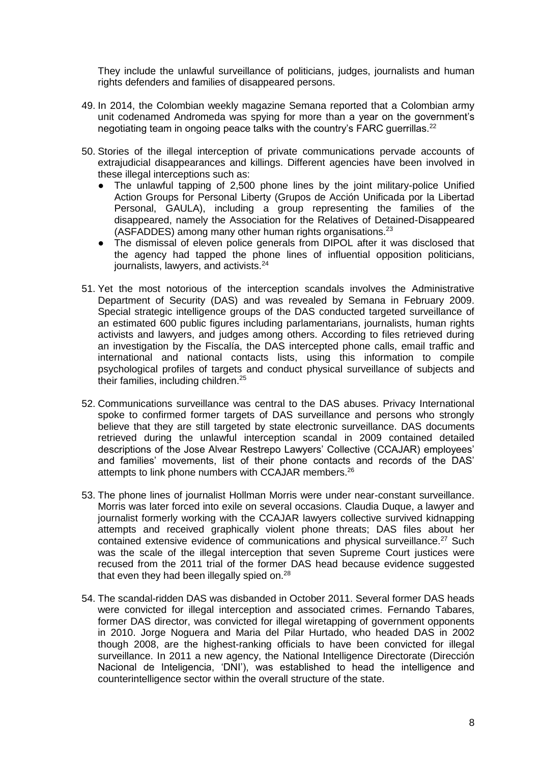They include the unlawful surveillance of politicians, judges, journalists and human rights defenders and families of disappeared persons.

49. In 2014, the Colombian weekly magazine Semana reported that a Colombian army unit codenamed Andromeda was spying for more than a year on the government's negotiating team in ongoing peace talks with the country's FARC guerrillas.[22]

50. Stories of the illegal interception of private communications pervade accounts of extrajudicial disappearances and killings. Different agencies have been involved in these illegal interceptions such as:
    - The unlawful tapping of 2,500 phone lines by the joint military-police Unified Action Groups for Personal Liberty (Grupos de Acción Unificada por la Libertad Personal, GAULA), including a group representing the families of the disappeared, namely the Association for the Relatives of Detained-Disappeared (ASFADDES) among many other human rights organisations.[23]
    - The dismissal of eleven police generals from DIPOL after it was disclosed that the agency had tapped the phone lines of influential opposition politicians, journalists, lawyers, and activists.[24]

51. Yet the most notorious of the interception scandals involves the Administrative Department of Security (DAS) and was revealed by Semana in February 2009. Special strategic intelligence groups of the DAS conducted targeted surveillance of an estimated 600 public figures including parlamentarians, journalists, human rights activists and lawyers, and judges among others. According to files retrieved during an investigation by the Fiscalía, the DAS intercepted phone calls, email traffic and international and national contacts lists, using this information to compile psychological profiles of targets and conduct physical surveillance of subjects and their families, including children.[25]

52. Communications surveillance was central to the DAS abuses. Privacy International spoke to confirmed former targets of DAS surveillance and persons who strongly believe that they are still targeted by state electronic surveillance. DAS documents retrieved during the unlawful interception scandal in 2009 contained detailed descriptions of the Jose Alvear Restrepo Lawyers' Collective (CCAJAR) employees' and families' movements, list of their phone contacts and records of the DAS' attempts to link phone numbers with CCAJAR members.[26]

53. The phone lines of journalist Hollman Morris were under near-constant surveillance. Morris was later forced into exile on several occasions. Claudia Duque, a lawyer and journalist formerly working with the CCAJAR lawyers collective survived kidnapping attempts and received graphically violent phone threats; DAS files about her contained extensive evidence of communications and physical surveillance.[27] Such was the scale of the illegal interception that seven Supreme Court justices were recused from the 2011 trial of the former DAS head because evidence suggested that even they had been illegally spied on.[28]

54. The scandal-ridden DAS was disbanded in October 2011. Several former DAS heads were convicted for illegal interception and associated crimes. Fernando Tabares, former DAS director, was convicted for illegal wiretapping of government opponents in 2010. Jorge Noguera and Maria del Pilar Hurtado, who headed DAS in 2002 though 2008, are the highest-ranking officials to have been convicted for illegal surveillance. In 2011 a new agency, the National Intelligence Directorate (Dirección Nacional de Inteligencia, 'DNI'), was established to head the intelligence and counterintelligence sector within the overall structure of the state.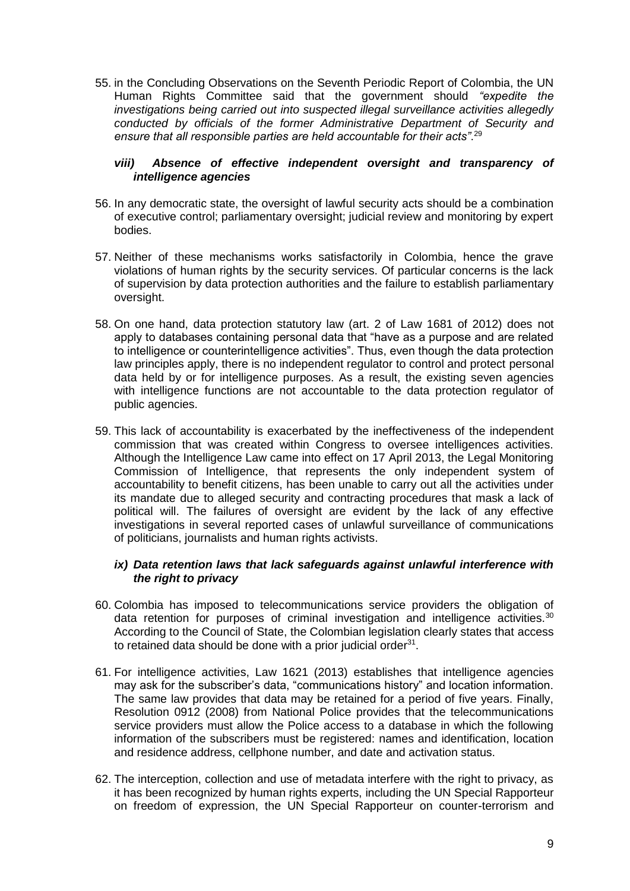55. in the Concluding Observations on the Seventh Periodic Report of Colombia, the UN Human Rights Committee said that the government should *"expedite the investigations being carried out into suspected illegal surveillance activities allegedly conducted by officials of the former Administrative Department of Security and ensure that all responsible parties are held accountable for their acts"*.[29]

### *viii) Absence of effective independent oversight and transparency of intelligence agencies*

56. In any democratic state, the oversight of lawful security acts should be a combination of executive control; parliamentary oversight; judicial review and monitoring by expert bodies.

57. Neither of these mechanisms works satisfactorily in Colombia, hence the grave violations of human rights by the security services. Of particular concerns is the lack of supervision by data protection authorities and the failure to establish parliamentary oversight.

58. On one hand, data protection statutory law (art. 2 of Law 1681 of 2012) does not apply to databases containing personal data that "have as a purpose and are related to intelligence or counterintelligence activities". Thus, even though the data protection law principles apply, there is no independent regulator to control and protect personal data held by or for intelligence purposes. As a result, the existing seven agencies with intelligence functions are not accountable to the data protection regulator of public agencies.

59. This lack of accountability is exacerbated by the ineffectiveness of the independent commission that was created within Congress to oversee intelligences activities. Although the Intelligence Law came into effect on 17 April 2013, the Legal Monitoring Commission of Intelligence, that represents the only independent system of accountability to benefit citizens, has been unable to carry out all the activities under its mandate due to alleged security and contracting procedures that mask a lack of political will. The failures of oversight are evident by the lack of any effective investigations in several reported cases of unlawful surveillance of communications of politicians, journalists and human rights activists.

### *ix) Data retention laws that lack safeguards against unlawful interference with the right to privacy*

60. Colombia has imposed to telecommunications service providers the obligation of data retention for purposes of criminal investigation and intelligence activities.[30] According to the Council of State, the Colombian legislation clearly states that access to retained data should be done with a prior judicial order[31].

61. For intelligence activities, Law 1621 (2013) establishes that intelligence agencies may ask for the subscriber's data, "communications history" and location information. The same law provides that data may be retained for a period of five years. Finally, Resolution 0912 (2008) from National Police provides that the telecommunications service providers must allow the Police access to a database in which the following information of the subscribers must be registered: names and identification, location and residence address, cellphone number, and date and activation status.

62. The interception, collection and use of metadata interfere with the right to privacy, as it has been recognized by human rights experts, including the UN Special Rapporteur on freedom of expression, the UN Special Rapporteur on counter-terrorism and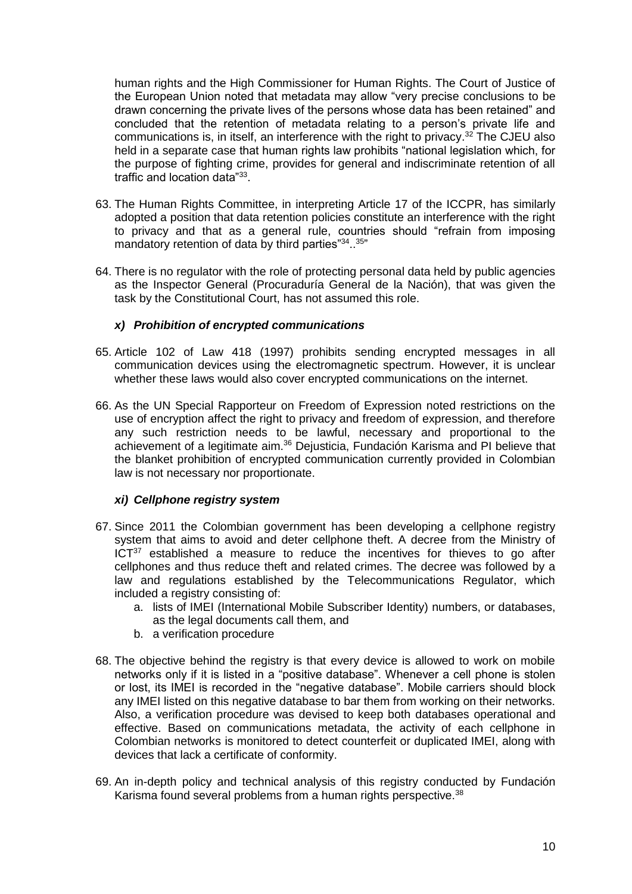human rights and the High Commissioner for Human Rights. The Court of Justice of the European Union noted that metadata may allow "very precise conclusions to be drawn concerning the private lives of the persons whose data has been retained" and concluded that the retention of metadata relating to a person's private life and communications is, in itself, an interference with the right to privacy.[32] The CJEU also held in a separate case that human rights law prohibits "national legislation which, for the purpose of fighting crime, provides for general and indiscriminate retention of all traffic and location data"[33].

63. The Human Rights Committee, in interpreting Article 17 of the ICCPR, has similarly adopted a position that data retention policies constitute an interference with the right to privacy and that as a general rule, countries should "refrain from imposing mandatory retention of data by third parties"[34]..[35]"

64. There is no regulator with the role of protecting personal data held by public agencies as the Inspector General (Procuraduría General de la Nación), that was given the task by the Constitutional Court, has not assumed this role.

### *x) Prohibition of encrypted communications*

65. Article 102 of Law 418 (1997) prohibits sending encrypted messages in all communication devices using the electromagnetic spectrum. However, it is unclear whether these laws would also cover encrypted communications on the internet.

66. As the UN Special Rapporteur on Freedom of Expression noted restrictions on the use of encryption affect the right to privacy and freedom of expression, and therefore any such restriction needs to be lawful, necessary and proportional to the achievement of a legitimate aim.[36] Dejusticia, Fundación Karisma and PI believe that the blanket prohibition of encrypted communication currently provided in Colombian law is not necessary nor proportionate.

### *xi) Cellphone registry system*

67. Since 2011 the Colombian government has been developing a cellphone registry system that aims to avoid and deter cellphone theft. A decree from the Ministry of ICT[37] established a measure to reduce the incentives for thieves to go after cellphones and thus reduce theft and related crimes. The decree was followed by a law and regulations established by the Telecommunications Regulator, which included a registry consisting of:
    a. lists of IMEI (International Mobile Subscriber Identity) numbers, or databases, as the legal documents call them, and
    b. a verification procedure

68. The objective behind the registry is that every device is allowed to work on mobile networks only if it is listed in a "positive database". Whenever a cell phone is stolen or lost, its IMEI is recorded in the "negative database". Mobile carriers should block any IMEI listed on this negative database to bar them from working on their networks. Also, a verification procedure was devised to keep both databases operational and effective. Based on communications metadata, the activity of each cellphone in Colombian networks is monitored to detect counterfeit or duplicated IMEI, along with devices that lack a certificate of conformity.

69. An in-depth policy and technical analysis of this registry conducted by Fundación Karisma found several problems from a human rights perspective.[38]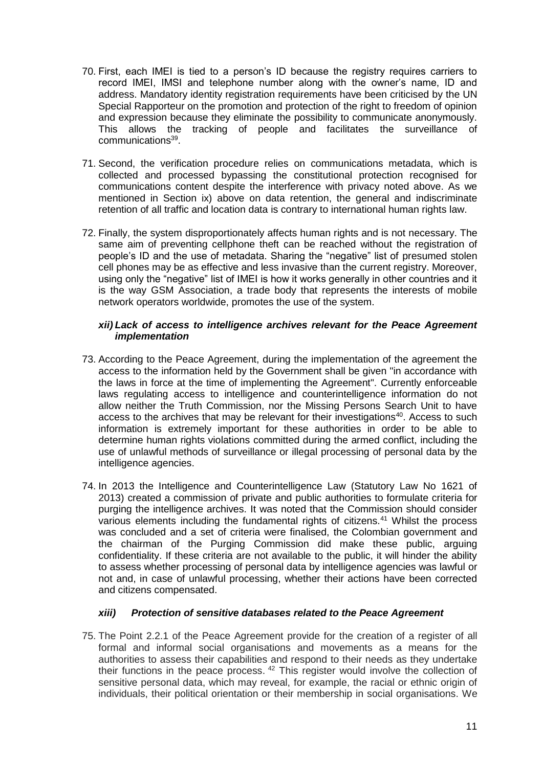70. First, each IMEI is tied to a person's ID because the registry requires carriers to record IMEI, IMSI and telephone number along with the owner's name, ID and address. Mandatory identity registration requirements have been criticised by the UN Special Rapporteur on the promotion and protection of the right to freedom of opinion and expression because they eliminate the possibility to communicate anonymously. This allows the tracking of people and facilitates the surveillance of communications[39].

71. Second, the verification procedure relies on communications metadata, which is collected and processed bypassing the constitutional protection recognised for communications content despite the interference with privacy noted above. As we mentioned in Section ix) above on data retention, the general and indiscriminate retention of all traffic and location data is contrary to international human rights law.

72. Finally, the system disproportionately affects human rights and is not necessary. The same aim of preventing cellphone theft can be reached without the registration of people's ID and the use of metadata. Sharing the "negative" list of presumed stolen cell phones may be as effective and less invasive than the current registry. Moreover, using only the "negative" list of IMEI is how it works generally in other countries and it is the way GSM Association, a trade body that represents the interests of mobile network operators worldwide, promotes the use of the system.

### *xii) Lack of access to intelligence archives relevant for the Peace Agreement implementation*

73. According to the Peace Agreement, during the implementation of the agreement the access to the information held by the Government shall be given "in accordance with the laws in force at the time of implementing the Agreement". Currently enforceable laws regulating access to intelligence and counterintelligence information do not allow neither the Truth Commission, nor the Missing Persons Search Unit to have access to the archives that may be relevant for their investigations[40]. Access to such information is extremely important for these authorities in order to be able to determine human rights violations committed during the armed conflict, including the use of unlawful methods of surveillance or illegal processing of personal data by the intelligence agencies.

74. In 2013 the Intelligence and Counterintelligence Law (Statutory Law No 1621 of 2013) created a commission of private and public authorities to formulate criteria for purging the intelligence archives. It was noted that the Commission should consider various elements including the fundamental rights of citizens.[41] Whilst the process was concluded and a set of criteria were finalised, the Colombian government and the chairman of the Purging Commission did make these public, arguing confidentiality. If these criteria are not available to the public, it will hinder the ability to assess whether processing of personal data by intelligence agencies was lawful or not and, in case of unlawful processing, whether their actions have been corrected and citizens compensated.

### *xiii) Protection of sensitive databases related to the Peace Agreement*

75. The Point 2.2.1 of the Peace Agreement provide for the creation of a register of all formal and informal social organisations and movements as a means for the authorities to assess their capabilities and respond to their needs as they undertake their functions in the peace process. [42] This register would involve the collection of sensitive personal data, which may reveal, for example, the racial or ethnic origin of individuals, their political orientation or their membership in social organisations. We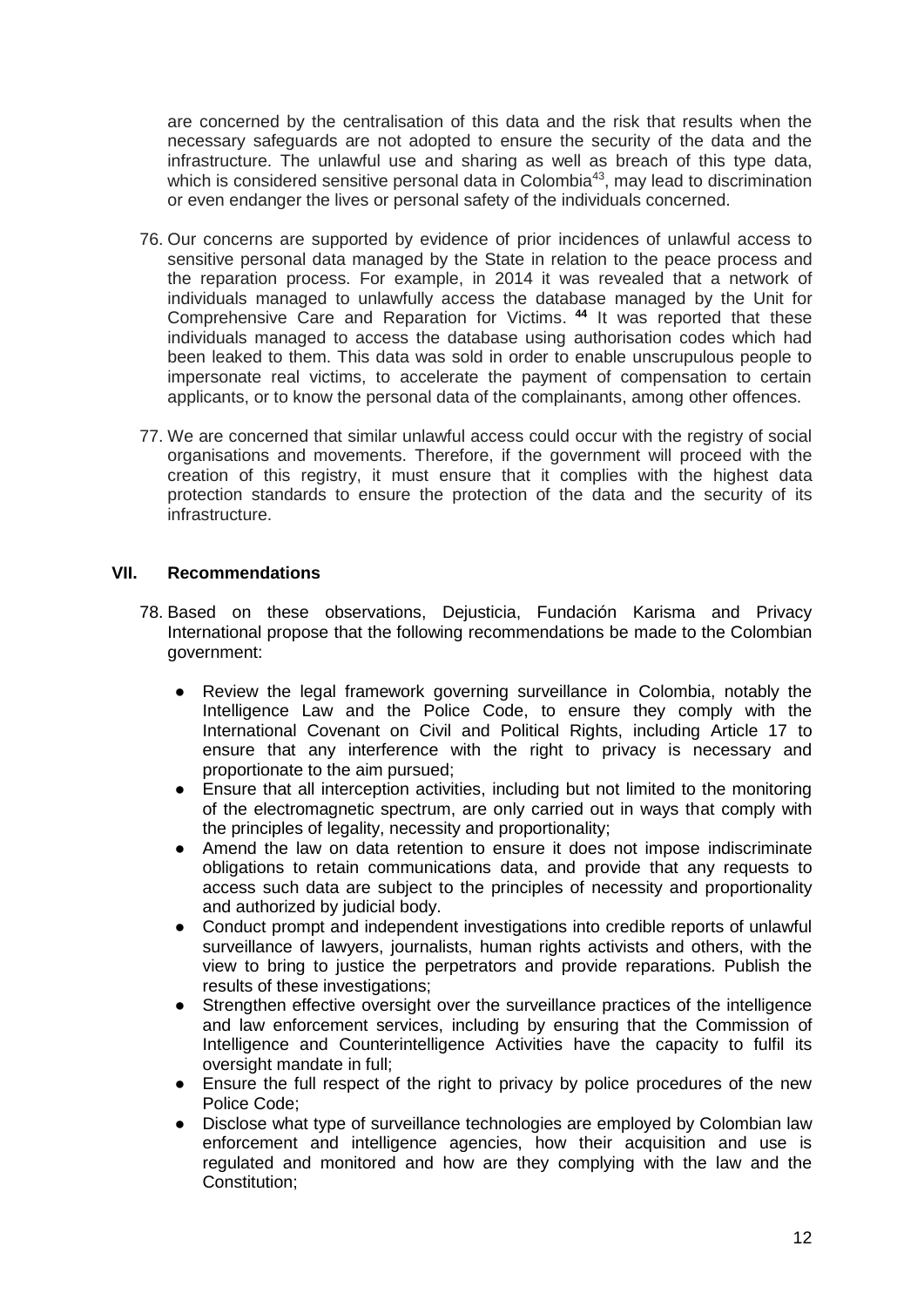are concerned by the centralisation of this data and the risk that results when the necessary safeguards are not adopted to ensure the security of the data and the infrastructure. The unlawful use and sharing as well as breach of this type data, which is considered sensitive personal data in Colombia[43], may lead to discrimination or even endanger the lives or personal safety of the individuals concerned.

76. Our concerns are supported by evidence of prior incidences of unlawful access to sensitive personal data managed by the State in relation to the peace process and the reparation process. For example, in 2014 it was revealed that a network of individuals managed to unlawfully access the database managed by the Unit for Comprehensive Care and Reparation for Victims. [44] It was reported that these individuals managed to access the database using authorisation codes which had been leaked to them. This data was sold in order to enable unscrupulous people to impersonate real victims, to accelerate the payment of compensation to certain applicants, or to know the personal data of the complainants, among other offences.

77. We are concerned that similar unlawful access could occur with the registry of social organisations and movements. Therefore, if the government will proceed with the creation of this registry, it must ensure that it complies with the highest data protection standards to ensure the protection of the data and the security of its infrastructure.

## VII. Recommendations

78. Based on these observations, Dejusticia, Fundación Karisma and Privacy International propose that the following recommendations be made to the Colombian government:

   - Review the legal framework governing surveillance in Colombia, notably the Intelligence Law and the Police Code, to ensure they comply with the International Covenant on Civil and Political Rights, including Article 17 to ensure that any interference with the right to privacy is necessary and proportionate to the aim pursued;
   - Ensure that all interception activities, including but not limited to the monitoring of the electromagnetic spectrum, are only carried out in ways that comply with the principles of legality, necessity and proportionality;
   - Amend the law on data retention to ensure it does not impose indiscriminate obligations to retain communications data, and provide that any requests to access such data are subject to the principles of necessity and proportionality and authorized by judicial body.
   - Conduct prompt and independent investigations into credible reports of unlawful surveillance of lawyers, journalists, human rights activists and others, with the view to bring to justice the perpetrators and provide reparations. Publish the results of these investigations;
   - Strengthen effective oversight over the surveillance practices of the intelligence and law enforcement services, including by ensuring that the Commission of Intelligence and Counterintelligence Activities have the capacity to fulfil its oversight mandate in full;
   - Ensure the full respect of the right to privacy by police procedures of the new Police Code;
   - Disclose what type of surveillance technologies are employed by Colombian law enforcement and intelligence agencies, how their acquisition and use is regulated and monitored and how are they complying with the law and the Constitution;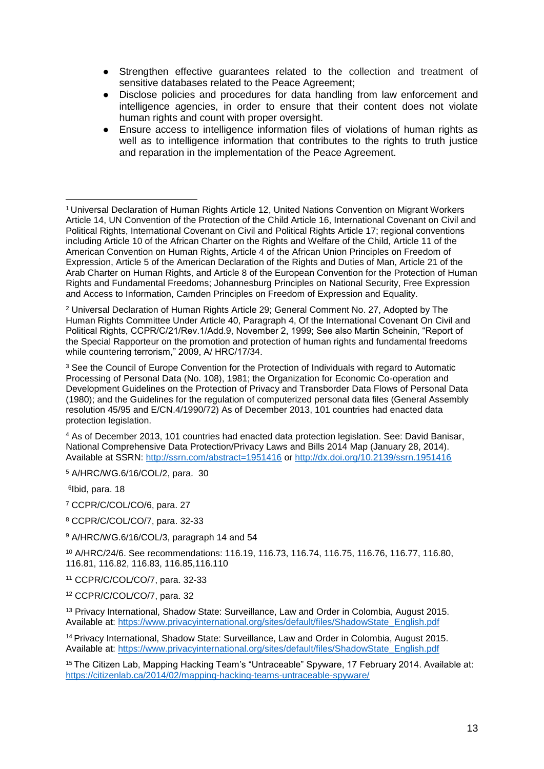- Strengthen effective guarantees related to the collection and treatment of sensitive databases related to the Peace Agreement;
- Disclose policies and procedures for data handling from law enforcement and intelligence agencies, in order to ensure that their content does not violate human rights and count with proper oversight.
- Ensure access to intelligence information files of violations of human rights as well as to intelligence information that contributes to the rights to truth justice and reparation in the implementation of the Peace Agreement.

---

[1] Universal Declaration of Human Rights Article 12, United Nations Convention on Migrant Workers Article 14, UN Convention of the Protection of the Child Article 16, International Covenant on Civil and Political Rights, International Covenant on Civil and Political Rights Article 17; regional conventions including Article 10 of the African Charter on the Rights and Welfare of the Child, Article 11 of the American Convention on Human Rights, Article 4 of the African Union Principles on Freedom of Expression, Article 5 of the American Declaration of the Rights and Duties of Man, Article 21 of the Arab Charter on Human Rights, and Article 8 of the European Convention for the Protection of Human Rights and Fundamental Freedoms; Johannesburg Principles on National Security, Free Expression and Access to Information, Camden Principles on Freedom of Expression and Equality.

[2] Universal Declaration of Human Rights Article 29; General Comment No. 27, Adopted by The Human Rights Committee Under Article 40, Paragraph 4, Of the International Covenant On Civil and Political Rights, CCPR/C/21/Rev.1/Add.9, November 2, 1999; See also Martin Scheinin, "Report of the Special Rapporteur on the promotion and protection of human rights and fundamental freedoms while countering terrorism," 2009, A/ HRC/17/34.

[3] See the Council of Europe Convention for the Protection of Individuals with regard to Automatic Processing of Personal Data (No. 108), 1981; the Organization for Economic Co-operation and Development Guidelines on the Protection of Privacy and Transborder Data Flows of Personal Data (1980); and the Guidelines for the regulation of computerized personal data files (General Assembly resolution 45/95 and E/CN.4/1990/72) As of December 2013, 101 countries had enacted data protection legislation.

[4] As of December 2013, 101 countries had enacted data protection legislation. See: David Banisar, National Comprehensive Data Protection/Privacy Laws and Bills 2014 Map (January 28, 2014). Available at SSRN: http://ssrn.com/abstract=1951416 or http://dx.doi.org/10.2139/ssrn.1951416

[5] A/HRC/WG.6/16/COL/2, para. 30

[6] Ibid, para. 18

[7] CCPR/C/COL/CO/6, para. 27

[8] CCPR/C/COL/CO/7, para. 32-33

[9] A/HRC/WG.6/16/COL/3, paragraph 14 and 54

[10] A/HRC/24/6. See recommendations: 116.19, 116.73, 116.74, 116.75, 116.76, 116.77, 116.80, 116.81, 116.82, 116.83, 116.85,116.110

[11] CCPR/C/COL/CO/7, para. 32-33

[12] CCPR/C/COL/CO/7, para. 32

[13] Privacy International, Shadow State: Surveillance, Law and Order in Colombia, August 2015. Available at: https://www.privacyinternational.org/sites/default/files/ShadowState_English.pdf

[14] Privacy International, Shadow State: Surveillance, Law and Order in Colombia, August 2015. Available at: https://www.privacyinternational.org/sites/default/files/ShadowState_English.pdf

[15] The Citizen Lab, Mapping Hacking Team's "Untraceable" Spyware, 17 February 2014. Available at: https://citizenlab.ca/2014/02/mapping-hacking-teams-untraceable-spyware/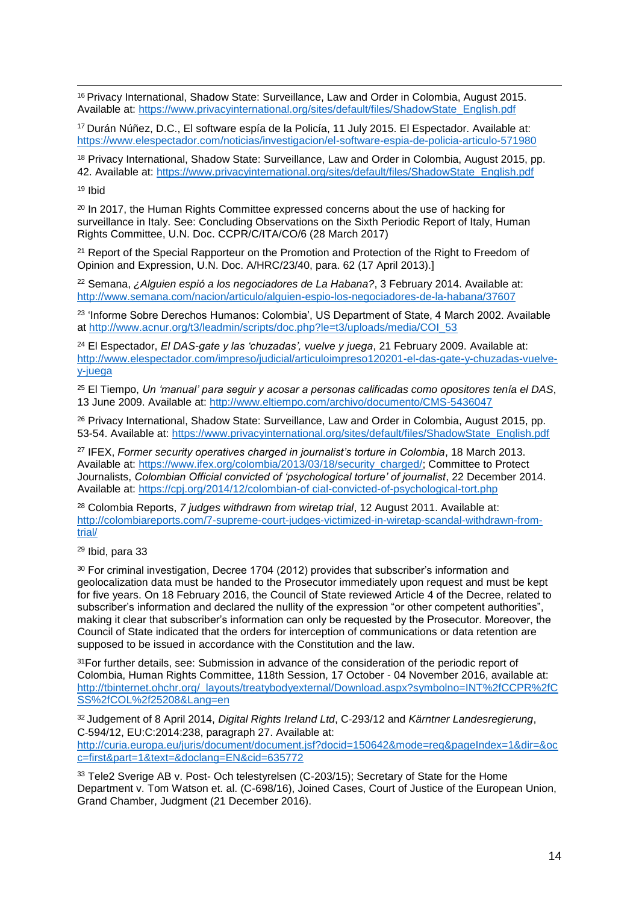[16] Privacy International, Shadow State: Surveillance, Law and Order in Colombia, August 2015. Available at: https://www.privacyinternational.org/sites/default/files/ShadowState_English.pdf

[17] Durán Núñez, D.C., El software espía de la Policía, 11 July 2015. El Espectador. Available at: https://www.elespectador.com/noticias/investigacion/el-software-espia-de-policia-articulo-571980

[18] Privacy International, Shadow State: Surveillance, Law and Order in Colombia, August 2015, pp. 42. Available at: https://www.privacyinternational.org/sites/default/files/ShadowState_English.pdf

[19] Ibid

[20] In 2017, the Human Rights Committee expressed concerns about the use of hacking for surveillance in Italy. See: Concluding Observations on the Sixth Periodic Report of Italy, Human Rights Committee, U.N. Doc. CCPR/C/ITA/CO/6 (28 March 2017)

[21] Report of the Special Rapporteur on the Promotion and Protection of the Right to Freedom of Opinion and Expression, U.N. Doc. A/HRC/23/40, para. 62 (17 April 2013).]

[22] Semana, *¿Alguien espió a los negociadores de La Habana?*, 3 February 2014. Available at: http://www.semana.com/nacion/articulo/alguien-espio-los-negociadores-de-la-habana/37607

[23] 'Informe Sobre Derechos Humanos: Colombia', US Department of State, 4 March 2002. Available at http://www.acnur.org/t3/leadmin/scripts/doc.php?le=t3/uploads/media/COI_53

[24] El Espectador, *El DAS-gate y las 'chuzadas', vuelve y juega*, 21 February 2009. Available at: http://www.elespectador.com/impreso/judicial/articuloimpreso120201-el-das-gate-y-chuzadas-vuelve-y-juega

[25] El Tiempo, *Un 'manual' para seguir y acosar a personas calificadas como opositores tenía el DAS*, 13 June 2009. Available at: http://www.eltiempo.com/archivo/documento/CMS-5436047

[26] Privacy International, Shadow State: Surveillance, Law and Order in Colombia, August 2015, pp. 53-54. Available at: https://www.privacyinternational.org/sites/default/files/ShadowState_English.pdf

[27] IFEX, *Former security operatives charged in journalist's torture in Colombia*, 18 March 2013. Available at: https://www.ifex.org/colombia/2013/03/18/security_charged/; Committee to Protect Journalists, *Colombian Official convicted of 'psychological torture' of journalist*, 22 December 2014. Available at: https://cpj.org/2014/12/colombian-of cial-convicted-of-psychological-tort.php

[28] Colombia Reports, *7 judges withdrawn from wiretap trial*, 12 August 2011. Available at: http://colombiareports.com/7-supreme-court-judges-victimized-in-wiretap-scandal-withdrawn-from-trial/

[29] Ibid, para 33

[30] For criminal investigation, Decree 1704 (2012) provides that subscriber's information and geolocalization data must be handed to the Prosecutor immediately upon request and must be kept for five years. On 18 February 2016, the Council of State reviewed Article 4 of the Decree, related to subscriber's information and declared the nullity of the expression "or other competent authorities", making it clear that subscriber's information can only be requested by the Prosecutor. Moreover, the Council of State indicated that the orders for interception of communications or data retention are supposed to be issued in accordance with the Constitution and the law.

[31] For further details, see: Submission in advance of the consideration of the periodic report of Colombia, Human Rights Committee, 118th Session, 17 October - 04 November 2016, available at: http://tbinternet.ohchr.org/_layouts/treatybodyexternal/Download.aspx?symbolno=INT%2fCCPR%2fCSS%2fCOL%2f25208&Lang=en

[32] Judgement of 8 April 2014, *Digital Rights Ireland Ltd*, C-293/12 and *Kärntner Landesregierung*, C-594/12, EU:C:2014:238, paragraph 27. Available at: http://curia.europa.eu/juris/document/document.jsf?docid=150642&mode=req&pageIndex=1&dir=&occ=first&part=1&text=&doclang=EN&cid=635772

[33] Tele2 Sverige AB v. Post- Och telestyrelsen (C-203/15); Secretary of State for the Home Department v. Tom Watson et. al. (C-698/16), Joined Cases, Court of Justice of the European Union, Grand Chamber, Judgment (21 December 2016).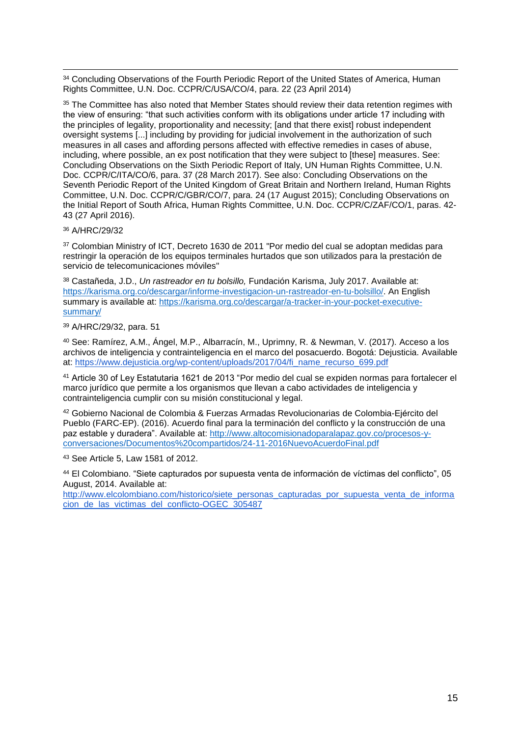[34] Concluding Observations of the Fourth Periodic Report of the United States of America, Human Rights Committee, U.N. Doc. CCPR/C/USA/CO/4, para. 22 (23 April 2014)

[35] The Committee has also noted that Member States should review their data retention regimes with the view of ensuring: "that such activities conform with its obligations under article 17 including with the principles of legality, proportionality and necessity; [and that there exist] robust independent oversight systems [...] including by providing for judicial involvement in the authorization of such measures in all cases and affording persons affected with effective remedies in cases of abuse, including, where possible, an ex post notification that they were subject to [these] measures. See: Concluding Observations on the Sixth Periodic Report of Italy, UN Human Rights Committee, U.N. Doc. CCPR/C/ITA/CO/6, para. 37 (28 March 2017). See also: Concluding Observations on the Seventh Periodic Report of the United Kingdom of Great Britain and Northern Ireland, Human Rights Committee, U.N. Doc. CCPR/C/GBR/CO/7, para. 24 (17 August 2015); Concluding Observations on the Initial Report of South Africa, Human Rights Committee, U.N. Doc. CCPR/C/ZAF/CO/1, paras. 42-43 (27 April 2016).

[36] A/HRC/29/32

[37] Colombian Ministry of ICT, Decreto 1630 de 2011 "Por medio del cual se adoptan medidas para restringir la operación de los equipos terminales hurtados que son utilizados para la prestación de servicio de telecomunicaciones móviles"

[38] Castañeda, J.D., *Un rastreador en tu bolsillo,* Fundación Karisma, July 2017. Available at: https://karisma.org.co/descargar/informe-investigacion-un-rastreador-en-tu-bolsillo/. An English summary is available at: https://karisma.org.co/descargar/a-tracker-in-your-pocket-executive-summary/

[39] A/HRC/29/32, para. 51

[40] See: Ramírez, A.M., Ángel, M.P., Albarracín, M., Uprimny, R. & Newman, V. (2017). Acceso a los archivos de inteligencia y contrainteligencia en el marco del posacuerdo. Bogotá: Dejusticia. Available at: https://www.dejusticia.org/wp-content/uploads/2017/04/fi_name_recurso_699.pdf

[41] Article 30 of Ley Estatutaria 1621 de 2013 "Por medio del cual se expiden normas para fortalecer el marco jurídico que permite a los organismos que llevan a cabo actividades de inteligencia y contrainteligencia cumplir con su misión constitucional y legal.

[42] Gobierno Nacional de Colombia & Fuerzas Armadas Revolucionarias de Colombia-Ejército del Pueblo (FARC-EP). (2016). Acuerdo final para la terminación del conflicto y la construcción de una paz estable y duradera". Available at: http://www.altocomisionadoparalapaz.gov.co/procesos-y-conversaciones/Documentos%20compartidos/24-11-2016NuevoAcuerdoFinal.pdf

[43] See Article 5, Law 1581 of 2012.

[44] El Colombiano. "Siete capturados por supuesta venta de información de víctimas del conflicto", 05 August, 2014. Available at: http://www.elcolombiano.com/historico/siete_personas_capturadas_por_supuesta_venta_de_informacion_de_las_victimas_del_conflicto-OGEC_305487